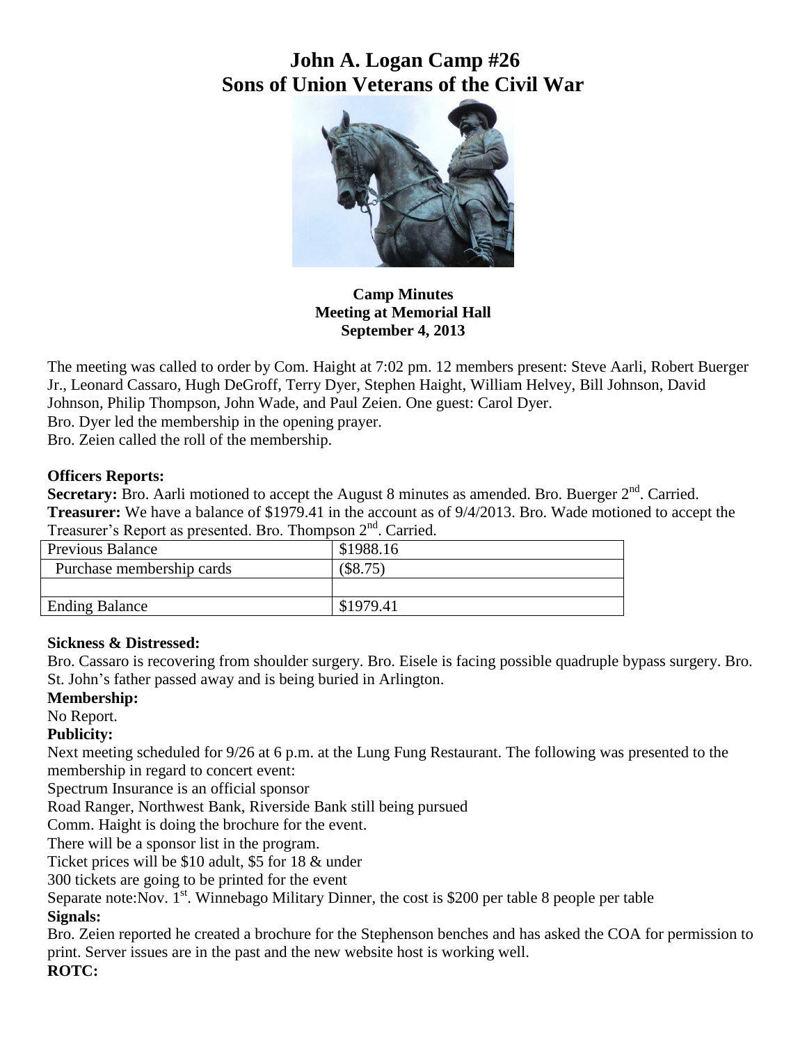# John A. Logan Camp #26
# Sons of Union Veterans of the Civil War

**Camp Minutes**
**Meeting at Memorial Hall**
**September 4, 2013**

The meeting was called to order by Com. Haight at 7:02 pm. 12 members present: Steve Aarli, Robert Buerger Jr., Leonard Cassaro, Hugh DeGroff, Terry Dyer, Stephen Haight, William Helvey, Bill Johnson, David Johnson, Philip Thompson, John Wade, and Paul Zeien. One guest: Carol Dyer.
Bro. Dyer led the membership in the opening prayer.
Bro. Zeien called the roll of the membership.

**Officers Reports:**
**Secretary:** Bro. Aarli motioned to accept the August 8 minutes as amended. Bro. Buerger 2nd. Carried.
**Treasurer:** We have a balance of $1979.41 in the account as of 9/4/2013. Bro. Wade motioned to accept the Treasurer's Report as presented. Bro. Thompson 2nd. Carried.

| Previous Balance | $1988.16 |
|---|---|
| Purchase membership cards | ($8.75) |
| | |
| Ending Balance | $1979.41 |

**Sickness & Distressed:**
Bro. Cassaro is recovering from shoulder surgery. Bro. Eisele is facing possible quadruple bypass surgery. Bro. St. John's father passed away and is being buried in Arlington.
**Membership:**
No Report.
**Publicity:**
Next meeting scheduled for 9/26 at 6 p.m. at the Lung Fung Restaurant. The following was presented to the membership in regard to concert event:
Spectrum Insurance is an official sponsor
Road Ranger, Northwest Bank, Riverside Bank still being pursued
Comm. Haight is doing the brochure for the event.
There will be a sponsor list in the program.
Ticket prices will be $10 adult, $5 for 18 & under
300 tickets are going to be printed for the event
Separate note:Nov. 1st. Winnebago Military Dinner, the cost is $200 per table 8 people per table
**Signals:**
Bro. Zeien reported he created a brochure for the Stephenson benches and has asked the COA for permission to print. Server issues are in the past and the new website host is working well.
**ROTC:**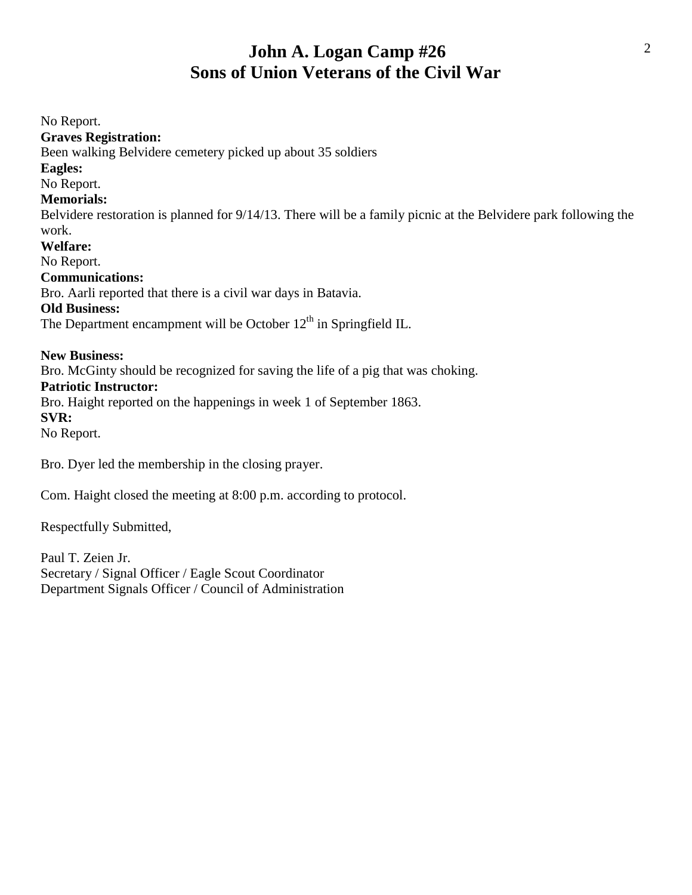# John A. Logan Camp #26
# Sons of Union Veterans of the Civil War

No Report.

**Graves Registration:**

Been walking Belvidere cemetery picked up about 35 soldiers

**Eagles:**

No Report.

**Memorials:**

Belvidere restoration is planned for 9/14/13. There will be a family picnic at the Belvidere park following the work.

**Welfare:**

No Report.

**Communications:**

Bro. Aarli reported that there is a civil war days in Batavia.

**Old Business:**

The Department encampment will be October 12th in Springfield IL.

**New Business:**

Bro. McGinty should be recognized for saving the life of a pig that was choking.

**Patriotic Instructor:**

Bro. Haight reported on the happenings in week 1 of September 1863.

**SVR:**

No Report.

Bro. Dyer led the membership in the closing prayer.

Com. Haight closed the meeting at 8:00 p.m. according to protocol.

Respectfully Submitted,

Paul T. Zeien Jr.
Secretary / Signal Officer / Eagle Scout Coordinator
Department Signals Officer / Council of Administration